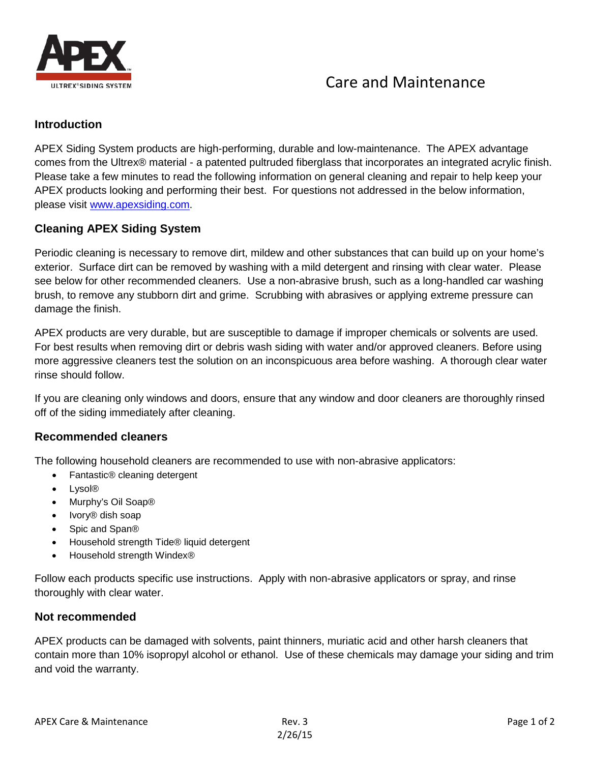# Care and Maintenance

## Introduction

APEX Siding System products are high-performing, durable and low-maintenance. The APEX advantage comes from the Ultrex® material - a patented pultruded fiberglass that incorporates an integrated acrylic finish. Please take a few minutes to read the following information on general cleaning and repair to help keep your APEX products looking and performing their best. For questions not addressed in the below information, please visit [www.apexsiding.com](http://www.apexsiding.com).

## Cleaning APEX Siding System

Periodic cleaning is necessary to remove dirt, mildew and other substances that can build up on your home's exterior. Surface dirt can be removed by washing with a mild detergent and rinsing with clear water. Please see below for other recommended cleaners. Use a non-abrasive brush, such as a long-handled car washing brush, to remove any stubborn dirt and grime. Scrubbing with abrasives or applying extreme pressure can damage the finish.

APEX products are very durable, but are susceptible to damage if improper chemicals or solvents are used. For best results when removing dirt or debris wash siding with water and/or approved cleaners. Before using more aggressive cleaners test the solution on an inconspicuous area before washing. A thorough clear water rinse should follow.

If you are cleaning only windows and doors, ensure that any window and door cleaners are thoroughly rinsed off of the siding immediately after cleaning.

### Recommended cleaners

The following household cleaners are recommended to use with non-abrasive applicators:

- Fantastic® cleaning detergent
- Lysol®
- Murphy's Oil Soap®
- Ivory® dish soap
- Spic and Span®
- Household strength Tide® liquid detergent
- Household strength Windex®

Follow each products specific use instructions. Apply with non-abrasive applicators or spray, and rinse thoroughly with clear water.

### Not recommended

APEX products can be damaged with solvents, paint thinners, muriatic acid and other harsh cleaners that contain more than 10% isopropyl alcohol or ethanol. Use of these chemicals may damage your siding and trim and void the warranty.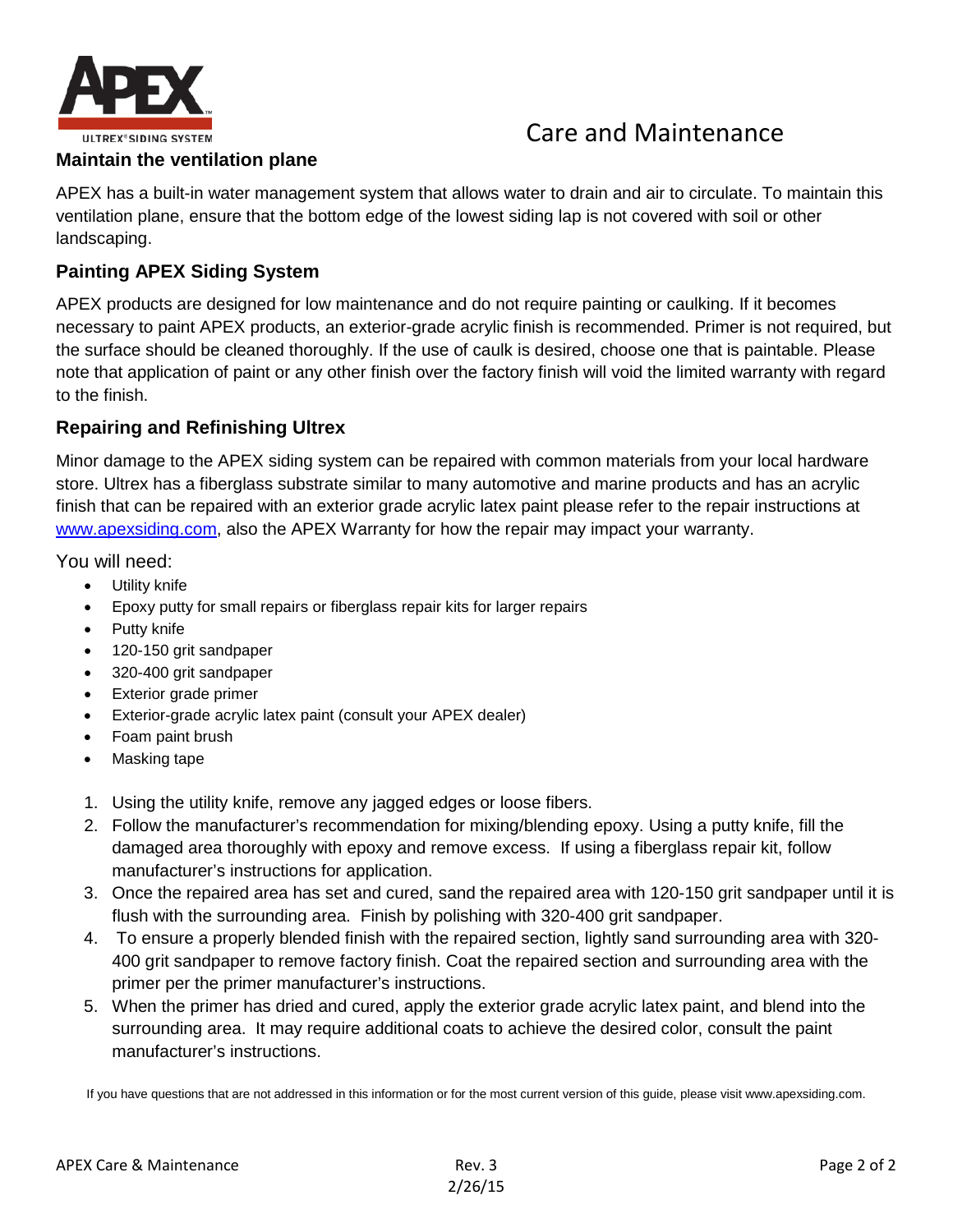Care and Maintenance

## Maintain the ventilation plane

APEX has a built-in water management system that allows water to drain and air to circulate. To maintain this ventilation plane, ensure that the bottom edge of the lowest siding lap is not covered with soil or other landscaping.

## Painting APEX Siding System

APEX products are designed for low maintenance and do not require painting or caulking. If it becomes necessary to paint APEX products, an exterior-grade acrylic finish is recommended. Primer is not required, but the surface should be cleaned thoroughly. If the use of caulk is desired, choose one that is paintable. Please note that application of paint or any other finish over the factory finish will void the limited warranty with regard to the finish.

## Repairing and Refinishing Ultrex

Minor damage to the APEX siding system can be repaired with common materials from your local hardware store. Ultrex has a fiberglass substrate similar to many automotive and marine products and has an acrylic finish that can be repaired with an exterior grade acrylic latex paint please refer to the repair instructions at www.apexsiding.com, also the APEX Warranty for how the repair may impact your warranty.

You will need:

- Utility knife
- Epoxy putty for small repairs or fiberglass repair kits for larger repairs
- Putty knife
- 120-150 grit sandpaper
- 320-400 grit sandpaper
- Exterior grade primer
- Exterior-grade acrylic latex paint (consult your APEX dealer)
- Foam paint brush
- Masking tape

1. Using the utility knife, remove any jagged edges or loose fibers.
2. Follow the manufacturer's recommendation for mixing/blending epoxy. Using a putty knife, fill the damaged area thoroughly with epoxy and remove excess. If using a fiberglass repair kit, follow manufacturer's instructions for application.
3. Once the repaired area has set and cured, sand the repaired area with 120-150 grit sandpaper until it is flush with the surrounding area. Finish by polishing with 320-400 grit sandpaper.
4. To ensure a properly blended finish with the repaired section, lightly sand surrounding area with 320-400 grit sandpaper to remove factory finish. Coat the repaired section and surrounding area with the primer per the primer manufacturer's instructions.
5. When the primer has dried and cured, apply the exterior grade acrylic latex paint, and blend into the surrounding area. It may require additional coats to achieve the desired color, consult the paint manufacturer's instructions.

If you have questions that are not addressed in this information or for the most current version of this guide, please visit www.apexsiding.com.